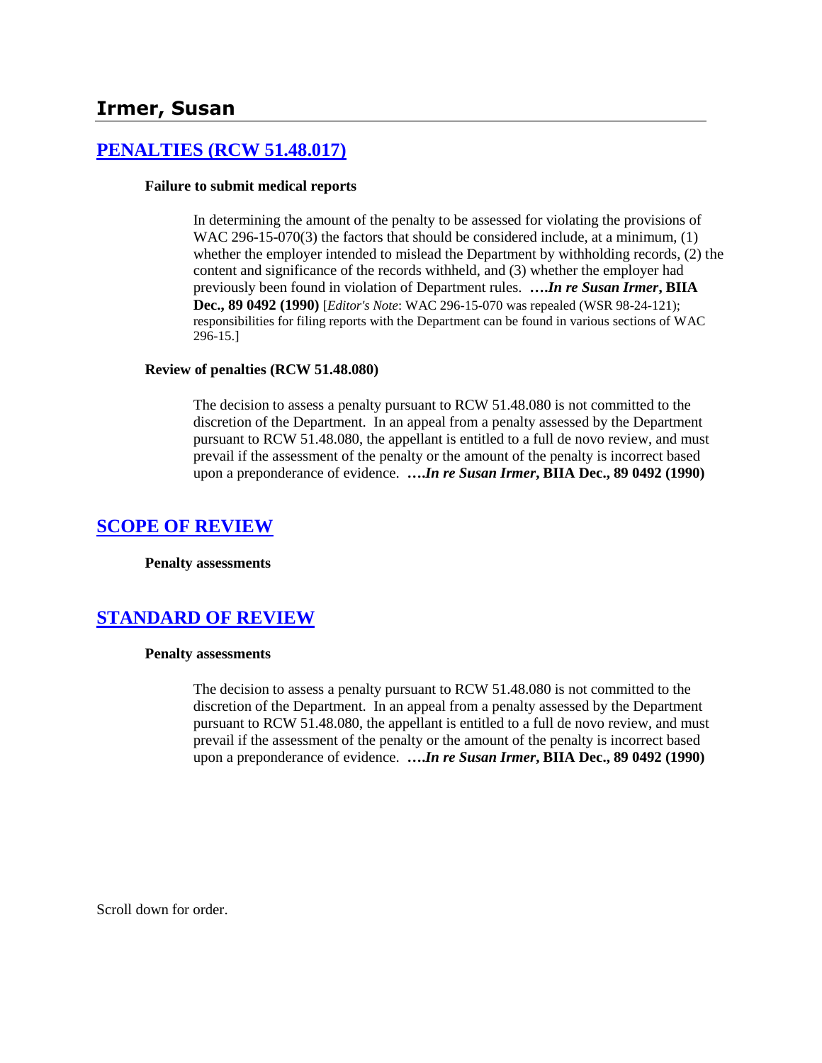## Irmer, Susan

### [PENALTIES (RCW 51.48.017)]

**Failure to submit medical reports**

In determining the amount of the penalty to be assessed for violating the provisions of WAC 296-15-070(3) the factors that should be considered include, at a minimum, (1) whether the employer intended to mislead the Department by withholding records, (2) the content and significance of the records withheld, and (3) whether the employer had previously been found in violation of Department rules. ***….In re Susan Irmer*, BIIA Dec., 89 0492 (1990)** [*Editor's Note*: WAC 296-15-070 was repealed (WSR 98-24-121); responsibilities for filing reports with the Department can be found in various sections of WAC 296-15.]

**Review of penalties (RCW 51.48.080)**

The decision to assess a penalty pursuant to RCW 51.48.080 is not committed to the discretion of the Department. In an appeal from a penalty assessed by the Department pursuant to RCW 51.48.080, the appellant is entitled to a full de novo review, and must prevail if the assessment of the penalty or the amount of the penalty is incorrect based upon a preponderance of evidence. ***….In re Susan Irmer*, BIIA Dec., 89 0492 (1990)**

### [SCOPE OF REVIEW]

**Penalty assessments**

### [STANDARD OF REVIEW]

**Penalty assessments**

The decision to assess a penalty pursuant to RCW 51.48.080 is not committed to the discretion of the Department. In an appeal from a penalty assessed by the Department pursuant to RCW 51.48.080, the appellant is entitled to a full de novo review, and must prevail if the assessment of the penalty or the amount of the penalty is incorrect based upon a preponderance of evidence. ***….In re Susan Irmer*, BIIA Dec., 89 0492 (1990)**

Scroll down for order.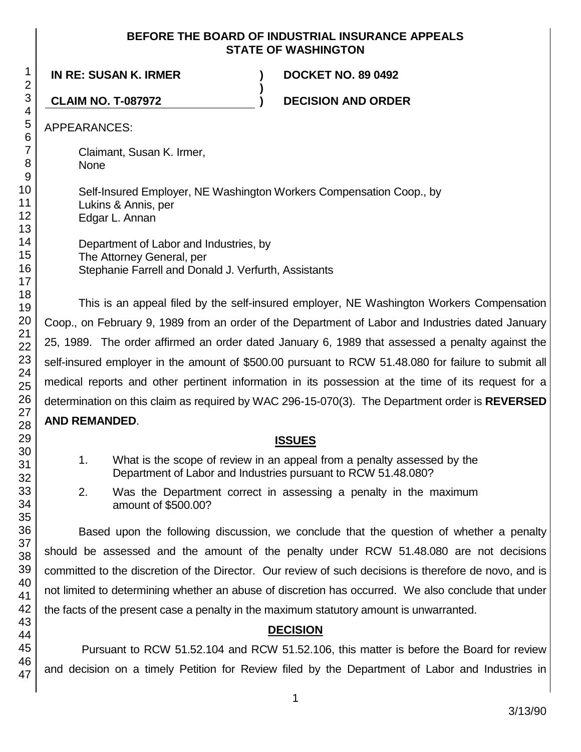**BEFORE THE BOARD OF INDUSTRIAL INSURANCE APPEALS**
**STATE OF WASHINGTON**

| | | |
|---|---|---|
| **IN RE: SUSAN K. IRMER** | **)** | **DOCKET NO. 89 0492** |
| | **)** | |
| **CLAIM NO. T-087972** | **)** | **DECISION AND ORDER** |

APPEARANCES:

Claimant, Susan K. Irmer,
None

Self-Insured Employer, NE Washington Workers Compensation Coop., by
Lukins & Annis, per
Edgar L. Annan

Department of Labor and Industries, by
The Attorney General, per
Stephanie Farrell and Donald J. Verfurth, Assistants

This is an appeal filed by the self-insured employer, NE Washington Workers Compensation Coop., on February 9, 1989 from an order of the Department of Labor and Industries dated January 25, 1989. The order affirmed an order dated January 6, 1989 that assessed a penalty against the self-insured employer in the amount of $500.00 pursuant to RCW 51.48.080 for failure to submit all medical reports and other pertinent information in its possession at the time of its request for a determination on this claim as required by WAC 296-15-070(3). The Department order is **REVERSED AND REMANDED**.

## ISSUES

1. What is the scope of review in an appeal from a penalty assessed by the Department of Labor and Industries pursuant to RCW 51.48.080?
2. Was the Department correct in assessing a penalty in the maximum amount of $500.00?

Based upon the following discussion, we conclude that the question of whether a penalty should be assessed and the amount of the penalty under RCW 51.48.080 are not decisions committed to the discretion of the Director. Our review of such decisions is therefore de novo, and is not limited to determining whether an abuse of discretion has occurred. We also conclude that under the facts of the present case a penalty in the maximum statutory amount is unwarranted.

## DECISION

Pursuant to RCW 51.52.104 and RCW 51.52.106, this matter is before the Board for review and decision on a timely Petition for Review filed by the Department of Labor and Industries in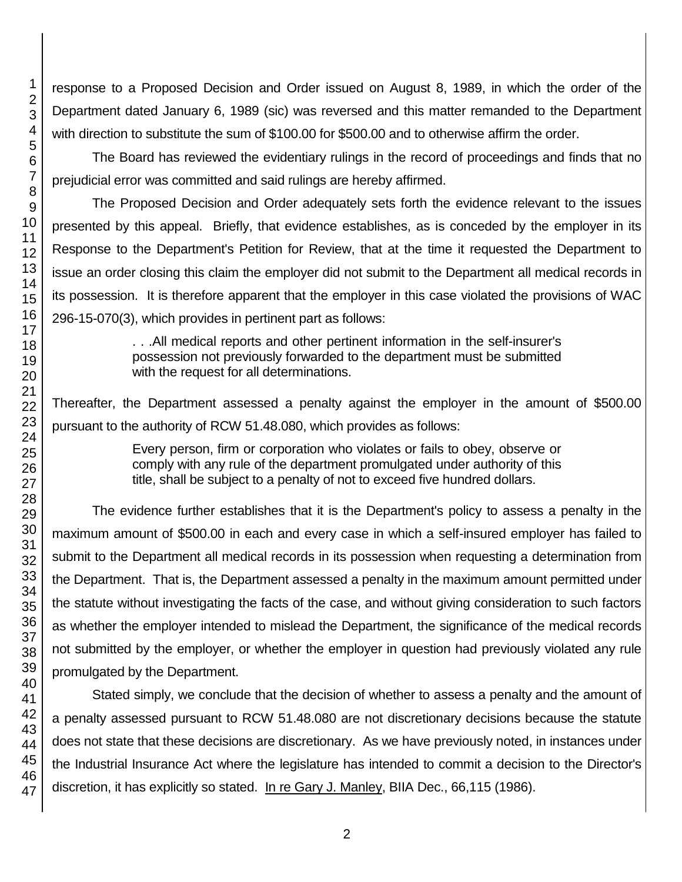response to a Proposed Decision and Order issued on August 8, 1989, in which the order of the Department dated January 6, 1989 (sic) was reversed and this matter remanded to the Department with direction to substitute the sum of $100.00 for $500.00 and to otherwise affirm the order.

The Board has reviewed the evidentiary rulings in the record of proceedings and finds that no prejudicial error was committed and said rulings are hereby affirmed.

The Proposed Decision and Order adequately sets forth the evidence relevant to the issues presented by this appeal. Briefly, that evidence establishes, as is conceded by the employer in its Response to the Department's Petition for Review, that at the time it requested the Department to issue an order closing this claim the employer did not submit to the Department all medical records in its possession. It is therefore apparent that the employer in this case violated the provisions of WAC 296-15-070(3), which provides in pertinent part as follows:

> . . .All medical reports and other pertinent information in the self-insurer's possession not previously forwarded to the department must be submitted with the request for all determinations.

Thereafter, the Department assessed a penalty against the employer in the amount of $500.00 pursuant to the authority of RCW 51.48.080, which provides as follows:

> Every person, firm or corporation who violates or fails to obey, observe or comply with any rule of the department promulgated under authority of this title, shall be subject to a penalty of not to exceed five hundred dollars.

The evidence further establishes that it is the Department's policy to assess a penalty in the maximum amount of $500.00 in each and every case in which a self-insured employer has failed to submit to the Department all medical records in its possession when requesting a determination from the Department. That is, the Department assessed a penalty in the maximum amount permitted under the statute without investigating the facts of the case, and without giving consideration to such factors as whether the employer intended to mislead the Department, the significance of the medical records not submitted by the employer, or whether the employer in question had previously violated any rule promulgated by the Department.

Stated simply, we conclude that the decision of whether to assess a penalty and the amount of a penalty assessed pursuant to RCW 51.48.080 are not discretionary decisions because the statute does not state that these decisions are discretionary. As we have previously noted, in instances under the Industrial Insurance Act where the legislature has intended to commit a decision to the Director's discretion, it has explicitly so stated. In re Gary J. Manley, BIIA Dec., 66,115 (1986).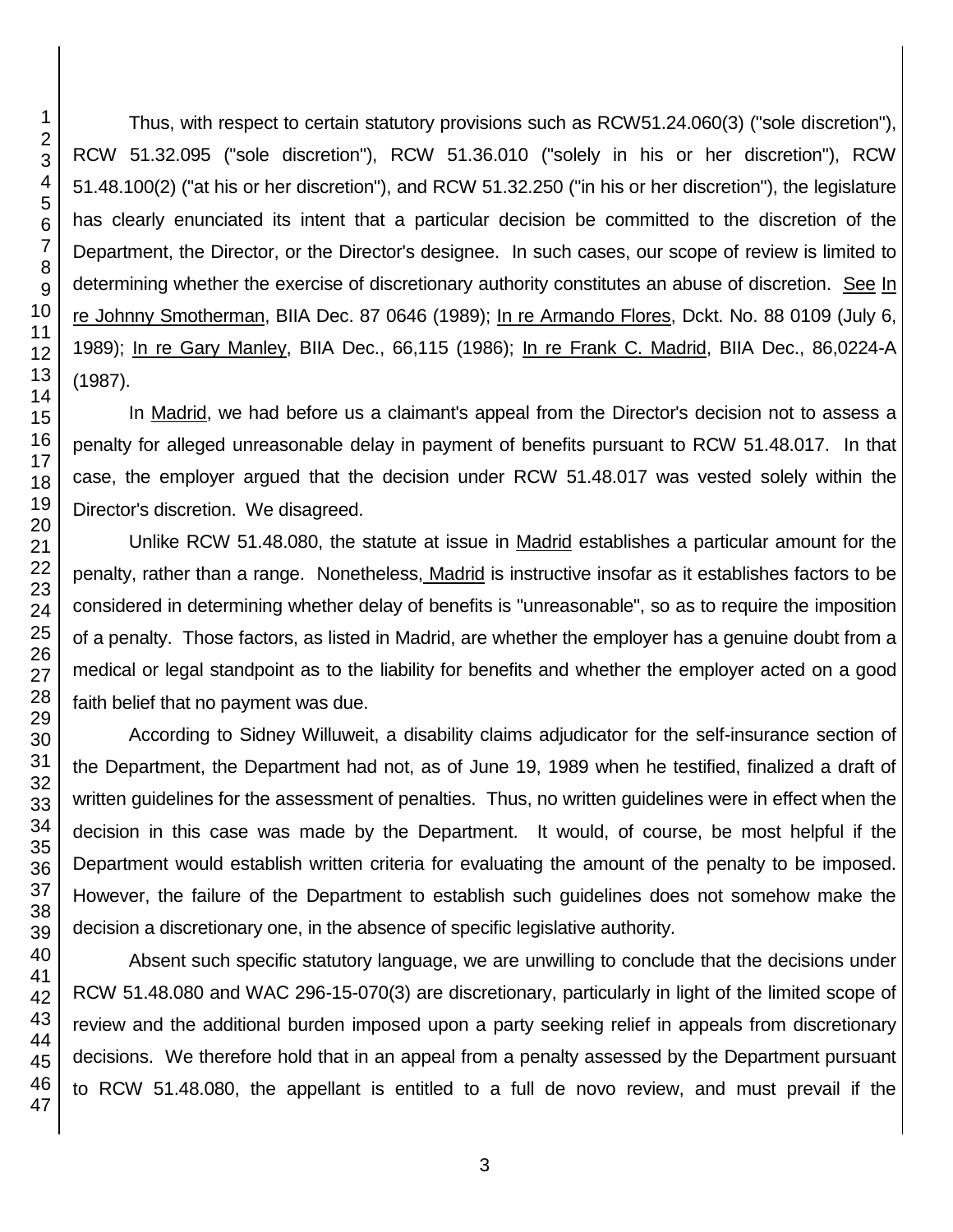Thus, with respect to certain statutory provisions such as RCW51.24.060(3) ("sole discretion"), RCW 51.32.095 ("sole discretion"), RCW 51.36.010 ("solely in his or her discretion"), RCW 51.48.100(2) ("at his or her discretion"), and RCW 51.32.250 ("in his or her discretion"), the legislature has clearly enunciated its intent that a particular decision be committed to the discretion of the Department, the Director, or the Director's designee. In such cases, our scope of review is limited to determining whether the exercise of discretionary authority constitutes an abuse of discretion. See In re Johnny Smotherman, BIIA Dec. 87 0646 (1989); In re Armando Flores, Dckt. No. 88 0109 (July 6, 1989); In re Gary Manley, BIIA Dec., 66,115 (1986); In re Frank C. Madrid, BIIA Dec., 86,0224-A (1987).

In Madrid, we had before us a claimant's appeal from the Director's decision not to assess a penalty for alleged unreasonable delay in payment of benefits pursuant to RCW 51.48.017. In that case, the employer argued that the decision under RCW 51.48.017 was vested solely within the Director's discretion. We disagreed.

Unlike RCW 51.48.080, the statute at issue in Madrid establishes a particular amount for the penalty, rather than a range. Nonetheless, Madrid is instructive insofar as it establishes factors to be considered in determining whether delay of benefits is "unreasonable", so as to require the imposition of a penalty. Those factors, as listed in Madrid, are whether the employer has a genuine doubt from a medical or legal standpoint as to the liability for benefits and whether the employer acted on a good faith belief that no payment was due.

According to Sidney Willuweit, a disability claims adjudicator for the self-insurance section of the Department, the Department had not, as of June 19, 1989 when he testified, finalized a draft of written guidelines for the assessment of penalties. Thus, no written guidelines were in effect when the decision in this case was made by the Department. It would, of course, be most helpful if the Department would establish written criteria for evaluating the amount of the penalty to be imposed. However, the failure of the Department to establish such guidelines does not somehow make the decision a discretionary one, in the absence of specific legislative authority.

Absent such specific statutory language, we are unwilling to conclude that the decisions under RCW 51.48.080 and WAC 296-15-070(3) are discretionary, particularly in light of the limited scope of review and the additional burden imposed upon a party seeking relief in appeals from discretionary decisions. We therefore hold that in an appeal from a penalty assessed by the Department pursuant to RCW 51.48.080, the appellant is entitled to a full de novo review, and must prevail if the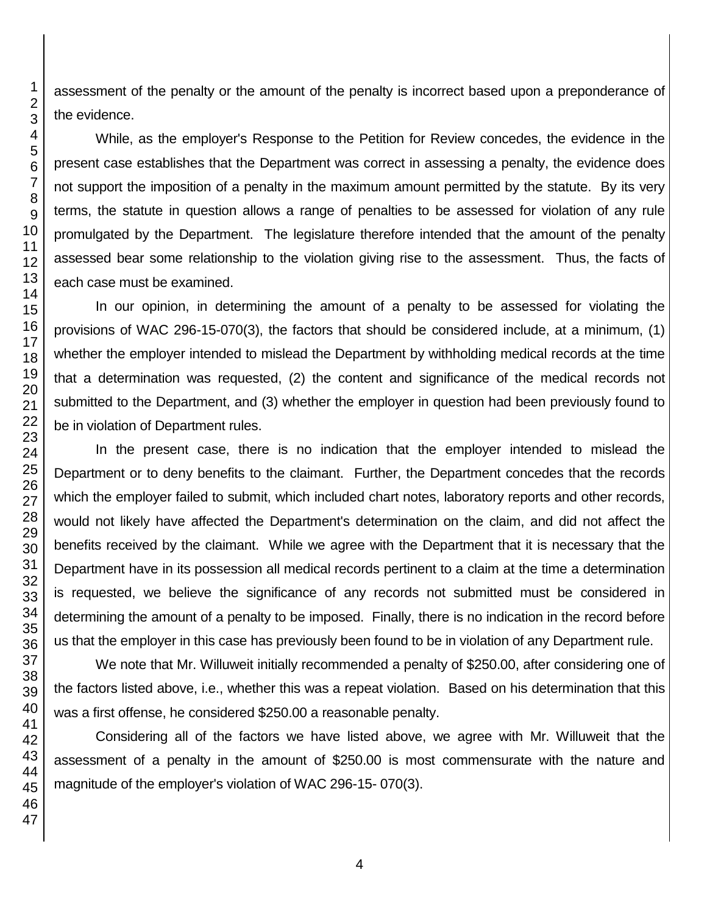assessment of the penalty or the amount of the penalty is incorrect based upon a preponderance of the evidence.

While, as the employer's Response to the Petition for Review concedes, the evidence in the present case establishes that the Department was correct in assessing a penalty, the evidence does not support the imposition of a penalty in the maximum amount permitted by the statute. By its very terms, the statute in question allows a range of penalties to be assessed for violation of any rule promulgated by the Department. The legislature therefore intended that the amount of the penalty assessed bear some relationship to the violation giving rise to the assessment. Thus, the facts of each case must be examined.

In our opinion, in determining the amount of a penalty to be assessed for violating the provisions of WAC 296-15-070(3), the factors that should be considered include, at a minimum, (1) whether the employer intended to mislead the Department by withholding medical records at the time that a determination was requested, (2) the content and significance of the medical records not submitted to the Department, and (3) whether the employer in question had been previously found to be in violation of Department rules.

In the present case, there is no indication that the employer intended to mislead the Department or to deny benefits to the claimant. Further, the Department concedes that the records which the employer failed to submit, which included chart notes, laboratory reports and other records, would not likely have affected the Department's determination on the claim, and did not affect the benefits received by the claimant. While we agree with the Department that it is necessary that the Department have in its possession all medical records pertinent to a claim at the time a determination is requested, we believe the significance of any records not submitted must be considered in determining the amount of a penalty to be imposed. Finally, there is no indication in the record before us that the employer in this case has previously been found to be in violation of any Department rule.

We note that Mr. Willuweit initially recommended a penalty of $250.00, after considering one of the factors listed above, i.e., whether this was a repeat violation. Based on his determination that this was a first offense, he considered $250.00 a reasonable penalty.

Considering all of the factors we have listed above, we agree with Mr. Willuweit that the assessment of a penalty in the amount of $250.00 is most commensurate with the nature and magnitude of the employer's violation of WAC 296-15- 070(3).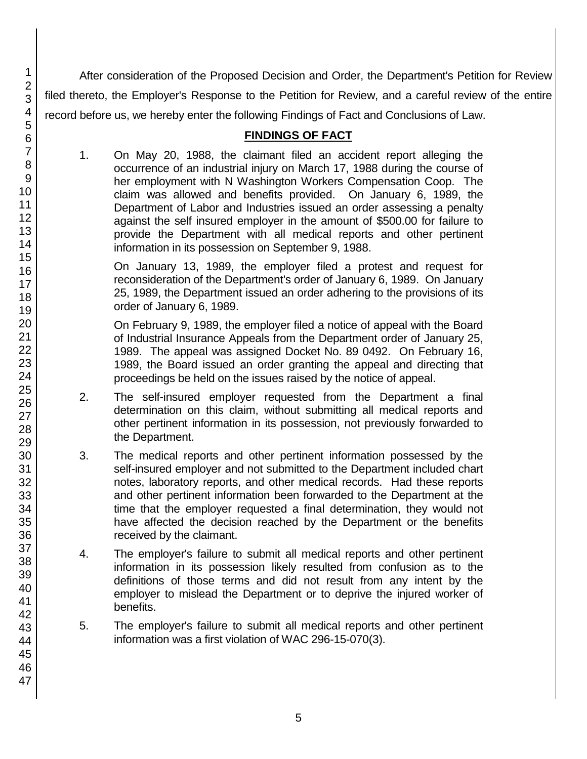After consideration of the Proposed Decision and Order, the Department's Petition for Review filed thereto, the Employer's Response to the Petition for Review, and a careful review of the entire record before us, we hereby enter the following Findings of Fact and Conclusions of Law.

## FINDINGS OF FACT

1. On May 20, 1988, the claimant filed an accident report alleging the occurrence of an industrial injury on March 17, 1988 during the course of her employment with N Washington Workers Compensation Coop. The claim was allowed and benefits provided. On January 6, 1989, the Department of Labor and Industries issued an order assessing a penalty against the self insured employer in the amount of $500.00 for failure to provide the Department with all medical reports and other pertinent information in its possession on September 9, 1988.

   On January 13, 1989, the employer filed a protest and request for reconsideration of the Department's order of January 6, 1989. On January 25, 1989, the Department issued an order adhering to the provisions of its order of January 6, 1989.

   On February 9, 1989, the employer filed a notice of appeal with the Board of Industrial Insurance Appeals from the Department order of January 25, 1989. The appeal was assigned Docket No. 89 0492. On February 16, 1989, the Board issued an order granting the appeal and directing that proceedings be held on the issues raised by the notice of appeal.

2. The self-insured employer requested from the Department a final determination on this claim, without submitting all medical reports and other pertinent information in its possession, not previously forwarded to the Department.

3. The medical reports and other pertinent information possessed by the self-insured employer and not submitted to the Department included chart notes, laboratory reports, and other medical records. Had these reports and other pertinent information been forwarded to the Department at the time that the employer requested a final determination, they would not have affected the decision reached by the Department or the benefits received by the claimant.

4. The employer's failure to submit all medical reports and other pertinent information in its possession likely resulted from confusion as to the definitions of those terms and did not result from any intent by the employer to mislead the Department or to deprive the injured worker of benefits.

5. The employer's failure to submit all medical reports and other pertinent information was a first violation of WAC 296-15-070(3).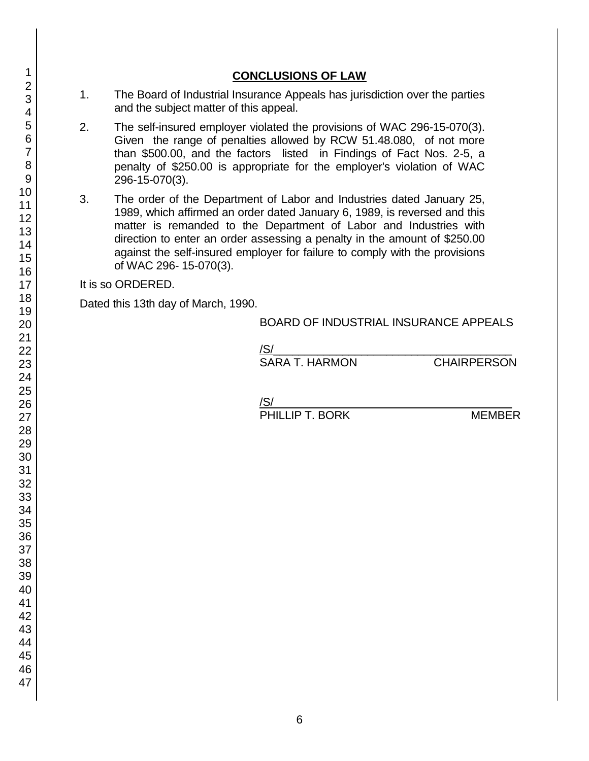## CONCLUSIONS OF LAW

1. The Board of Industrial Insurance Appeals has jurisdiction over the parties and the subject matter of this appeal.

2. The self-insured employer violated the provisions of WAC 296-15-070(3). Given the range of penalties allowed by RCW 51.48.080, of not more than $500.00, and the factors listed in Findings of Fact Nos. 2-5, a penalty of $250.00 is appropriate for the employer's violation of WAC 296-15-070(3).

3. The order of the Department of Labor and Industries dated January 25, 1989, which affirmed an order dated January 6, 1989, is reversed and this matter is remanded to the Department of Labor and Industries with direction to enter an order assessing a penalty in the amount of $250.00 against the self-insured employer for failure to comply with the provisions of WAC 296- 15-070(3).

It is so ORDERED.

Dated this 13th day of March, 1990.

BOARD OF INDUSTRIAL INSURANCE APPEALS

/S/
SARA T. HARMON CHAIRPERSON

/S/
PHILLIP T. BORK MEMBER